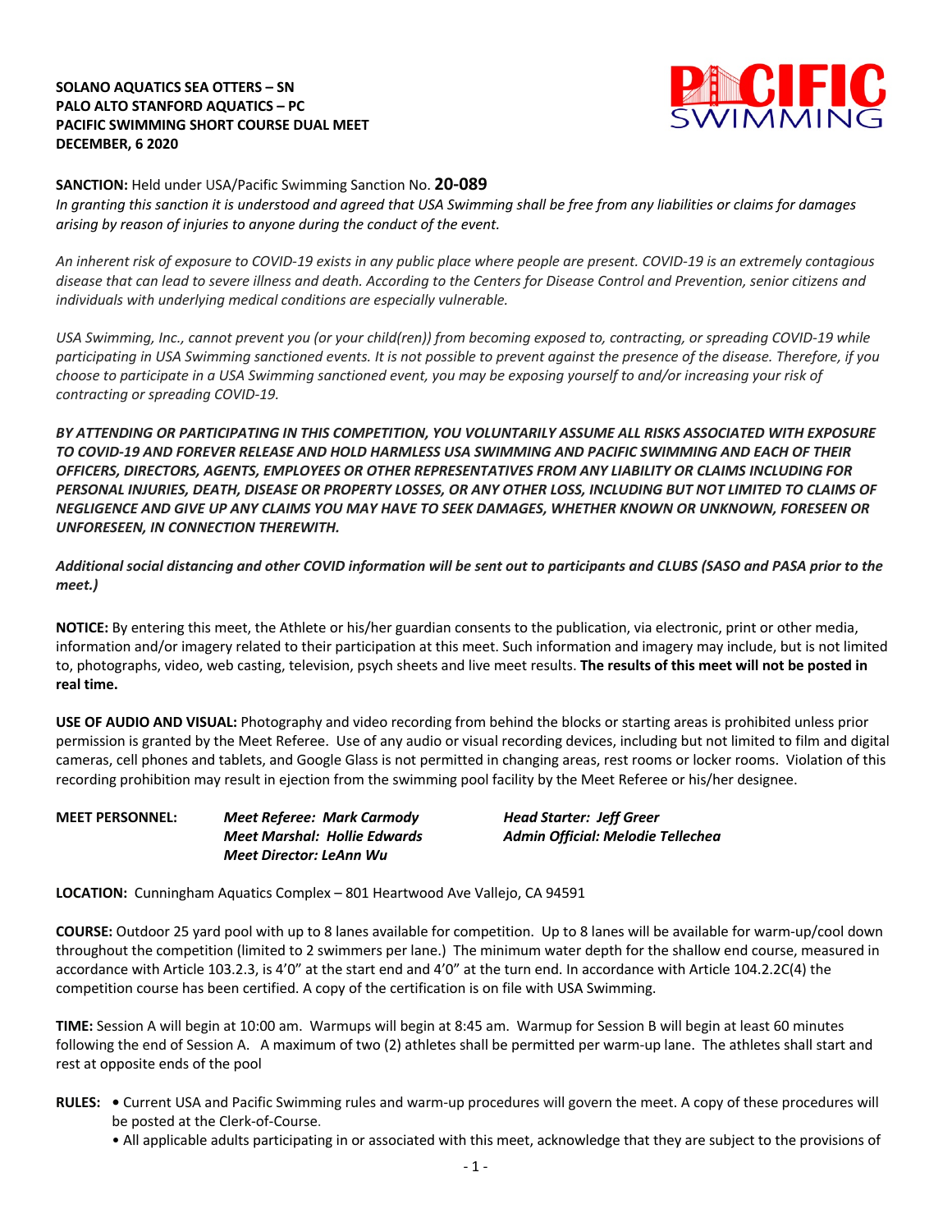**SOLANO AQUATICS SEA OTTERS – SN**
**PALO ALTO STANFORD AQUATICS – PC**
**PACIFIC SWIMMING SHORT COURSE DUAL MEET**
**DECEMBER, 6 2020**

**SANCTION:** Held under USA/Pacific Swimming Sanction No. **20-089**
*In granting this sanction it is understood and agreed that USA Swimming shall be free from any liabilities or claims for damages arising by reason of injuries to anyone during the conduct of the event.*

*An inherent risk of exposure to COVID-19 exists in any public place where people are present. COVID-19 is an extremely contagious disease that can lead to severe illness and death. According to the Centers for Disease Control and Prevention, senior citizens and individuals with underlying medical conditions are especially vulnerable.*

*USA Swimming, Inc., cannot prevent you (or your child(ren)) from becoming exposed to, contracting, or spreading COVID-19 while participating in USA Swimming sanctioned events. It is not possible to prevent against the presence of the disease. Therefore, if you choose to participate in a USA Swimming sanctioned event, you may be exposing yourself to and/or increasing your risk of contracting or spreading COVID-19.*

***BY ATTENDING OR PARTICIPATING IN THIS COMPETITION, YOU VOLUNTARILY ASSUME ALL RISKS ASSOCIATED WITH EXPOSURE TO COVID-19 AND FOREVER RELEASE AND HOLD HARMLESS USA SWIMMING AND PACIFIC SWIMMING AND EACH OF THEIR OFFICERS, DIRECTORS, AGENTS, EMPLOYEES OR OTHER REPRESENTATIVES FROM ANY LIABILITY OR CLAIMS INCLUDING FOR PERSONAL INJURIES, DEATH, DISEASE OR PROPERTY LOSSES, OR ANY OTHER LOSS, INCLUDING BUT NOT LIMITED TO CLAIMS OF NEGLIGENCE AND GIVE UP ANY CLAIMS YOU MAY HAVE TO SEEK DAMAGES, WHETHER KNOWN OR UNKNOWN, FORESEEN OR UNFORESEEN, IN CONNECTION THEREWITH.***

***Additional social distancing and other COVID information will be sent out to participants and CLUBS (SASO and PASA prior to the meet.)***

**NOTICE:** By entering this meet, the Athlete or his/her guardian consents to the publication, via electronic, print or other media, information and/or imagery related to their participation at this meet. Such information and imagery may include, but is not limited to, photographs, video, web casting, television, psych sheets and live meet results. **The results of this meet will not be posted in real time.**

**USE OF AUDIO AND VISUAL:** Photography and video recording from behind the blocks or starting areas is prohibited unless prior permission is granted by the Meet Referee. Use of any audio or visual recording devices, including but not limited to film and digital cameras, cell phones and tablets, and Google Glass is not permitted in changing areas, rest rooms or locker rooms. Violation of this recording prohibition may result in ejection from the swimming pool facility by the Meet Referee or his/her designee.

**MEET PERSONNEL:**
***Meet Referee: Mark Carmody***
***Meet Marshal: Hollie Edwards***
***Meet Director: LeAnn Wu***
***Head Starter: Jeff Greer***
***Admin Official: Melodie Tellechea***

**LOCATION:** Cunningham Aquatics Complex – 801 Heartwood Ave Vallejo, CA 94591

**COURSE:** Outdoor 25 yard pool with up to 8 lanes available for competition. Up to 8 lanes will be available for warm-up/cool down throughout the competition (limited to 2 swimmers per lane.) The minimum water depth for the shallow end course, measured in accordance with Article 103.2.3, is 4'0" at the start end and 4'0" at the turn end. In accordance with Article 104.2.2C(4) the competition course has been certified. A copy of the certification is on file with USA Swimming.

**TIME:** Session A will begin at 10:00 am. Warmups will begin at 8:45 am. Warmup for Session B will begin at least 60 minutes following the end of Session A. A maximum of two (2) athletes shall be permitted per warm-up lane. The athletes shall start and rest at opposite ends of the pool

**RULES:**
- Current USA and Pacific Swimming rules and warm-up procedures will govern the meet. A copy of these procedures will be posted at the Clerk-of-Course.
- All applicable adults participating in or associated with this meet, acknowledge that they are subject to the provisions of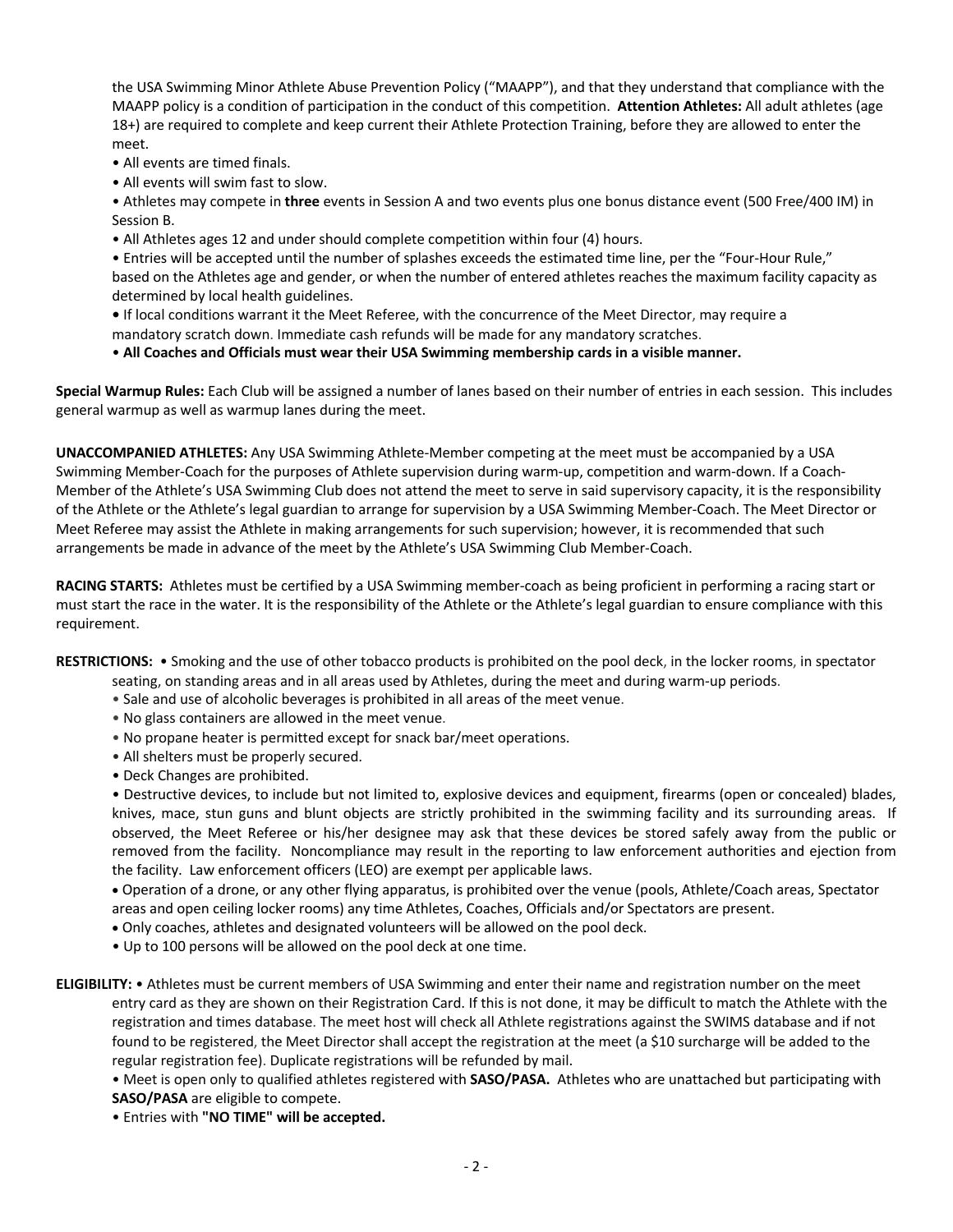the USA Swimming Minor Athlete Abuse Prevention Policy ("MAAPP"), and that they understand that compliance with the MAAPP policy is a condition of participation in the conduct of this competition. **Attention Athletes:** All adult athletes (age 18+) are required to complete and keep current their Athlete Protection Training, before they are allowed to enter the meet.

- All events are timed finals.
- All events will swim fast to slow.
- Athletes may compete in **three** events in Session A and two events plus one bonus distance event (500 Free/400 IM) in Session B.
- All Athletes ages 12 and under should complete competition within four (4) hours.
- Entries will be accepted until the number of splashes exceeds the estimated time line, per the "Four-Hour Rule," based on the Athletes age and gender, or when the number of entered athletes reaches the maximum facility capacity as determined by local health guidelines.
- If local conditions warrant it the Meet Referee, with the concurrence of the Meet Director, may require a mandatory scratch down. Immediate cash refunds will be made for any mandatory scratches.
- **All Coaches and Officials must wear their USA Swimming membership cards in a visible manner.**

**Special Warmup Rules:** Each Club will be assigned a number of lanes based on their number of entries in each session. This includes general warmup as well as warmup lanes during the meet.

**UNACCOMPANIED ATHLETES:** Any USA Swimming Athlete-Member competing at the meet must be accompanied by a USA Swimming Member-Coach for the purposes of Athlete supervision during warm-up, competition and warm-down. If a Coach-Member of the Athlete's USA Swimming Club does not attend the meet to serve in said supervisory capacity, it is the responsibility of the Athlete or the Athlete's legal guardian to arrange for supervision by a USA Swimming Member-Coach. The Meet Director or Meet Referee may assist the Athlete in making arrangements for such supervision; however, it is recommended that such arrangements be made in advance of the meet by the Athlete's USA Swimming Club Member-Coach.

**RACING STARTS:** Athletes must be certified by a USA Swimming member-coach as being proficient in performing a racing start or must start the race in the water. It is the responsibility of the Athlete or the Athlete's legal guardian to ensure compliance with this requirement.

**RESTRICTIONS:**

- Smoking and the use of other tobacco products is prohibited on the pool deck, in the locker rooms, in spectator seating, on standing areas and in all areas used by Athletes, during the meet and during warm-up periods.
- Sale and use of alcoholic beverages is prohibited in all areas of the meet venue.
- No glass containers are allowed in the meet venue.
- No propane heater is permitted except for snack bar/meet operations.
- All shelters must be properly secured.
- Deck Changes are prohibited.
- Destructive devices, to include but not limited to, explosive devices and equipment, firearms (open or concealed) blades, knives, mace, stun guns and blunt objects are strictly prohibited in the swimming facility and its surrounding areas. If observed, the Meet Referee or his/her designee may ask that these devices be stored safely away from the public or removed from the facility. Noncompliance may result in the reporting to law enforcement authorities and ejection from the facility. Law enforcement officers (LEO) are exempt per applicable laws.
- Operation of a drone, or any other flying apparatus, is prohibited over the venue (pools, Athlete/Coach areas, Spectator areas and open ceiling locker rooms) any time Athletes, Coaches, Officials and/or Spectators are present.
- Only coaches, athletes and designated volunteers will be allowed on the pool deck.
- Up to 100 persons will be allowed on the pool deck at one time.

**ELIGIBILITY:**

- Athletes must be current members of USA Swimming and enter their name and registration number on the meet entry card as they are shown on their Registration Card. If this is not done, it may be difficult to match the Athlete with the registration and times database. The meet host will check all Athlete registrations against the SWIMS database and if not found to be registered, the Meet Director shall accept the registration at the meet (a $10 surcharge will be added to the regular registration fee). Duplicate registrations will be refunded by mail.
- Meet is open only to qualified athletes registered with **SASO/PASA.** Athletes who are unattached but participating with **SASO/PASA** are eligible to compete.
- Entries with **"NO TIME" will be accepted.**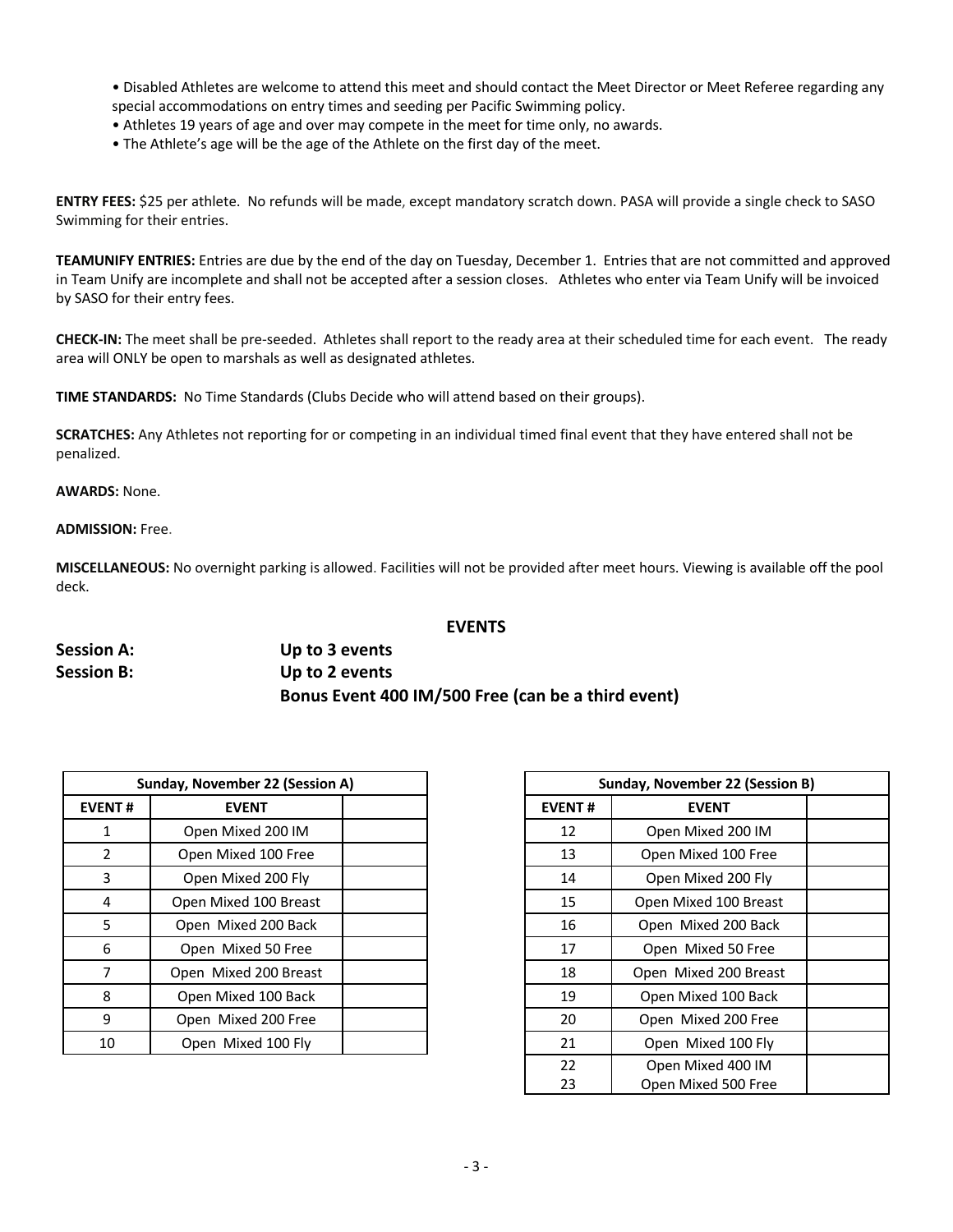- Disabled Athletes are welcome to attend this meet and should contact the Meet Director or Meet Referee regarding any special accommodations on entry times and seeding per Pacific Swimming policy.
- Athletes 19 years of age and over may compete in the meet for time only, no awards.
- The Athlete's age will be the age of the Athlete on the first day of the meet.

**ENTRY FEES:** $25 per athlete. No refunds will be made, except mandatory scratch down. PASA will provide a single check to SASO Swimming for their entries.

**TEAMUNIFY ENTRIES:** Entries are due by the end of the day on Tuesday, December 1. Entries that are not committed and approved in Team Unify are incomplete and shall not be accepted after a session closes. Athletes who enter via Team Unify will be invoiced by SASO for their entry fees.

**CHECK-IN:** The meet shall be pre-seeded. Athletes shall report to the ready area at their scheduled time for each event. The ready area will ONLY be open to marshals as well as designated athletes.

**TIME STANDARDS:** No Time Standards (Clubs Decide who will attend based on their groups).

**SCRATCHES:** Any Athletes not reporting for or competing in an individual timed final event that they have entered shall not be penalized.

**AWARDS:** None.

**ADMISSION:** Free.

**MISCELLANEOUS:** No overnight parking is allowed. Facilities will not be provided after meet hours. Viewing is available off the pool deck.

## EVENTS

**Session A:** Up to 3 events

**Session B:** Up to 2 events

**Bonus Event 400 IM/500 Free (can be a third event)**

| Sunday, November 22 (Session A) | | |
|---|---|---|
| **EVENT #** | **EVENT** | |
| 1 | Open Mixed 200 IM | |
| 2 | Open Mixed 100 Free | |
| 3 | Open Mixed 200 Fly | |
| 4 | Open Mixed 100 Breast | |
| 5 | Open Mixed 200 Back | |
| 6 | Open Mixed 50 Free | |
| 7 | Open Mixed 200 Breast | |
| 8 | Open Mixed 100 Back | |
| 9 | Open Mixed 200 Free | |
| 10 | Open Mixed 100 Fly | |

| Sunday, November 22 (Session B) | | |
|---|---|---|
| **EVENT #** | **EVENT** | |
| 12 | Open Mixed 200 IM | |
| 13 | Open Mixed 100 Free | |
| 14 | Open Mixed 200 Fly | |
| 15 | Open Mixed 100 Breast | |
| 16 | Open Mixed 200 Back | |
| 17 | Open Mixed 50 Free | |
| 18 | Open Mixed 200 Breast | |
| 19 | Open Mixed 100 Back | |
| 20 | Open Mixed 200 Free | |
| 21 | Open Mixed 100 Fly | |
| 22<br>23 | Open Mixed 400 IM<br>Open Mixed 500 Free | |